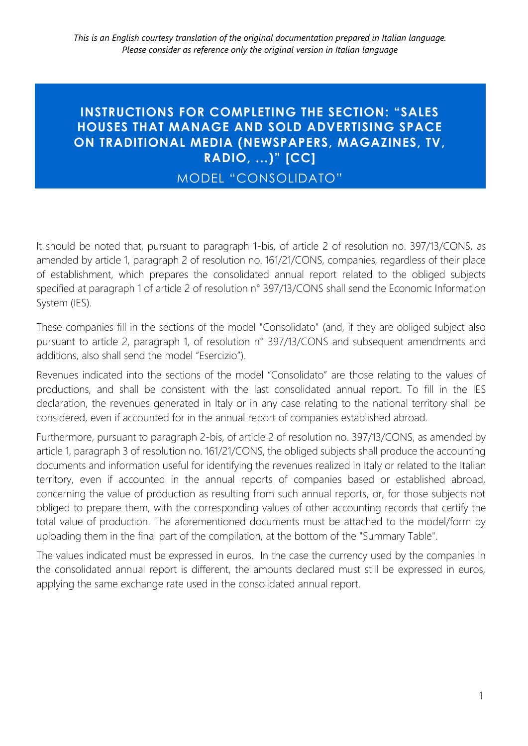*This is an English courtesy translation of the original documentation prepared in Italian language. Please consider as reference only the original version in Italian language*

# INSTRUCTIONS FOR COMPLETING THE SECTION: "SALES HOUSES THAT MANAGE AND SOLD ADVERTISING SPACE ON TRADITIONAL MEDIA (NEWSPAPERS, MAGAZINES, TV, RADIO, ...)" [CC]

## MODEL "CONSOLIDATO"

It should be noted that, pursuant to paragraph 1-bis, of article 2 of resolution no. 397/13/CONS, as amended by article 1, paragraph 2 of resolution no. 161/21/CONS, companies, regardless of their place of establishment, which prepares the consolidated annual report related to the obliged subjects specified at paragraph 1 of article 2 of resolution n° 397/13/CONS shall send the Economic Information System (IES).

These companies fill in the sections of the model "Consolidato" (and, if they are obliged subject also pursuant to article 2, paragraph 1, of resolution n° 397/13/CONS and subsequent amendments and additions, also shall send the model "Esercizio").

Revenues indicated into the sections of the model "Consolidato" are those relating to the values of productions, and shall be consistent with the last consolidated annual report. To fill in the IES declaration, the revenues generated in Italy or in any case relating to the national territory shall be considered, even if accounted for in the annual report of companies established abroad.

Furthermore, pursuant to paragraph 2-bis, of article 2 of resolution no. 397/13/CONS, as amended by article 1, paragraph 3 of resolution no. 161/21/CONS, the obliged subjects shall produce the accounting documents and information useful for identifying the revenues realized in Italy or related to the Italian territory, even if accounted in the annual reports of companies based or established abroad, concerning the value of production as resulting from such annual reports, or, for those subjects not obliged to prepare them, with the corresponding values of other accounting records that certify the total value of production. The aforementioned documents must be attached to the model/form by uploading them in the final part of the compilation, at the bottom of the "Summary Table".

The values indicated must be expressed in euros. In the case the currency used by the companies in the consolidated annual report is different, the amounts declared must still be expressed in euros, applying the same exchange rate used in the consolidated annual report.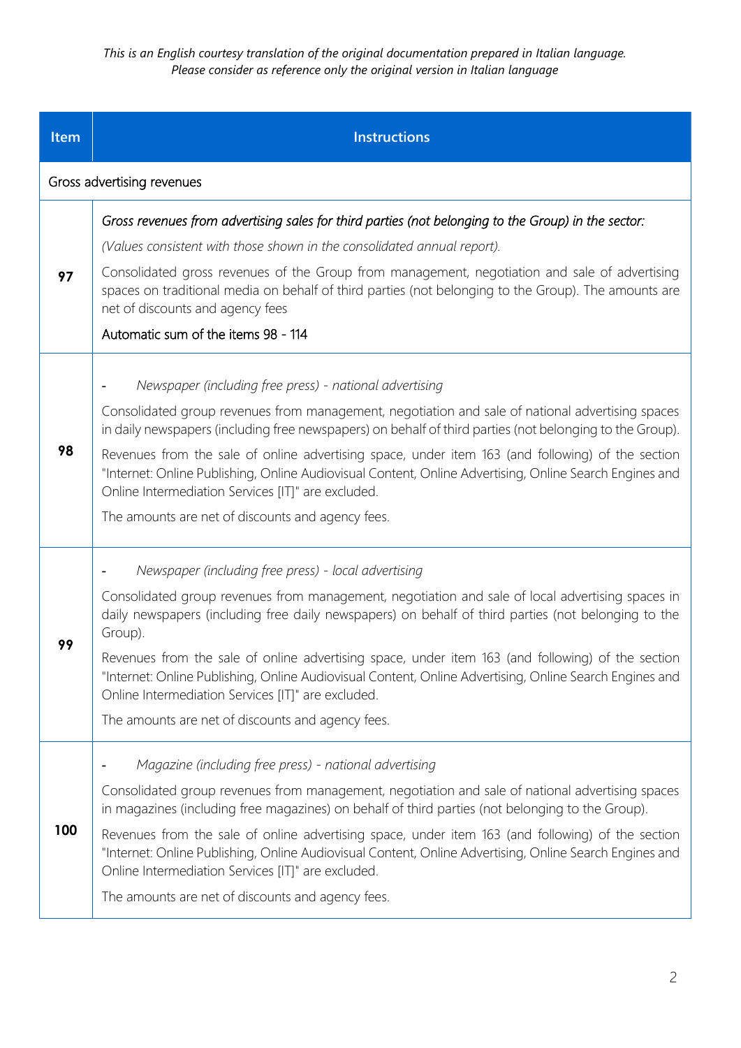*This is an English courtesy translation of the original documentation prepared in Italian language. Please consider as reference only the original version in Italian language*

| Item | Instructions |
|---|---|
| Gross advertising revenues | |
| 97 | *Gross revenues from advertising sales for third parties (not belonging to the Group) in the sector:*<br><br>*(Values consistent with those shown in the consolidated annual report).*<br><br>Consolidated gross revenues of the Group from management, negotiation and sale of advertising spaces on traditional media on behalf of third parties (not belonging to the Group). The amounts are net of discounts and agency fees<br><br>Automatic sum of the items 98 - 114 |
| 98 | - *Newspaper (including free press) - national advertising*<br><br>Consolidated group revenues from management, negotiation and sale of national advertising spaces in daily newspapers (including free newspapers) on behalf of third parties (not belonging to the Group).<br><br>Revenues from the sale of online advertising space, under item 163 (and following) of the section "Internet: Online Publishing, Online Audiovisual Content, Online Advertising, Online Search Engines and Online Intermediation Services [IT]" are excluded.<br><br>The amounts are net of discounts and agency fees. |
| 99 | - *Newspaper (including free press) - local advertising*<br><br>Consolidated group revenues from management, negotiation and sale of local advertising spaces in daily newspapers (including free daily newspapers) on behalf of third parties (not belonging to the Group).<br><br>Revenues from the sale of online advertising space, under item 163 (and following) of the section "Internet: Online Publishing, Online Audiovisual Content, Online Advertising, Online Search Engines and Online Intermediation Services [IT]" are excluded.<br><br>The amounts are net of discounts and agency fees. |
| 100 | - *Magazine (including free press) - national advertising*<br><br>Consolidated group revenues from management, negotiation and sale of national advertising spaces in magazines (including free magazines) on behalf of third parties (not belonging to the Group).<br><br>Revenues from the sale of online advertising space, under item 163 (and following) of the section "Internet: Online Publishing, Online Audiovisual Content, Online Advertising, Online Search Engines and Online Intermediation Services [IT]" are excluded.<br><br>The amounts are net of discounts and agency fees. |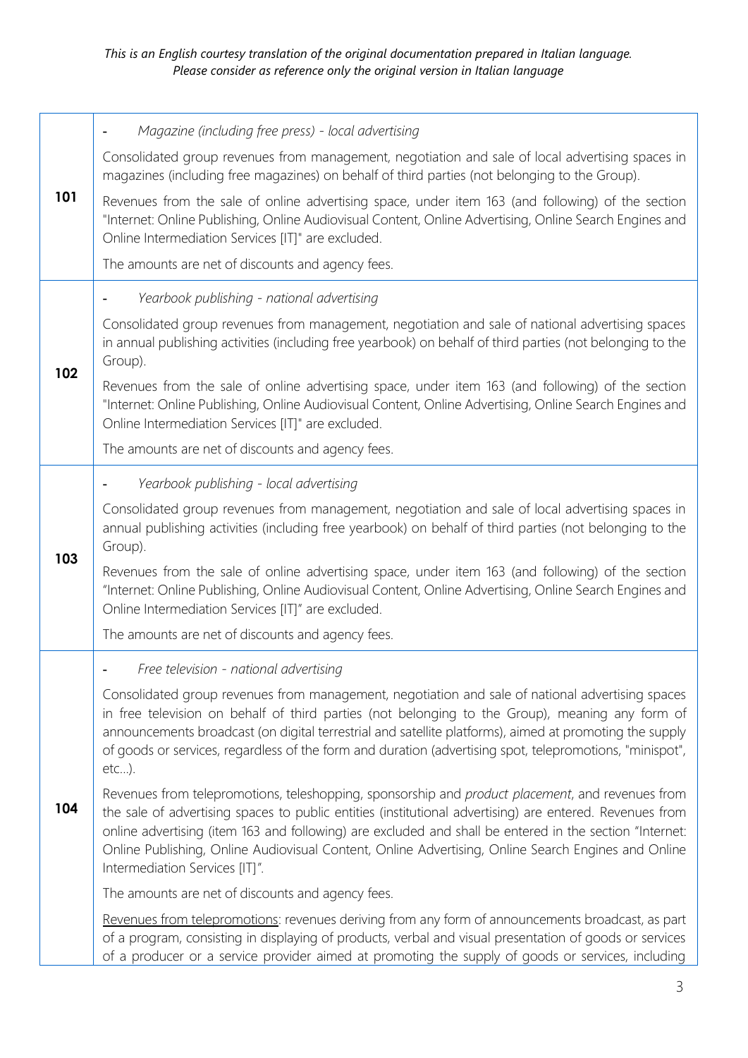*This is an English courtesy translation of the original documentation prepared in Italian language. Please consider as reference only the original version in Italian language*

| | |
|---|---|
| **101** | - *Magazine (including free press) - local advertising*<br><br>Consolidated group revenues from management, negotiation and sale of local advertising spaces in magazines (including free magazines) on behalf of third parties (not belonging to the Group).<br><br>Revenues from the sale of online advertising space, under item 163 (and following) of the section "Internet: Online Publishing, Online Audiovisual Content, Online Advertising, Online Search Engines and Online Intermediation Services [IT]" are excluded.<br><br>The amounts are net of discounts and agency fees. |
| **102** | - *Yearbook publishing - national advertising*<br><br>Consolidated group revenues from management, negotiation and sale of national advertising spaces in annual publishing activities (including free yearbook) on behalf of third parties (not belonging to the Group).<br><br>Revenues from the sale of online advertising space, under item 163 (and following) of the section "Internet: Online Publishing, Online Audiovisual Content, Online Advertising, Online Search Engines and Online Intermediation Services [IT]" are excluded.<br><br>The amounts are net of discounts and agency fees. |
| **103** | - *Yearbook publishing - local advertising*<br><br>Consolidated group revenues from management, negotiation and sale of local advertising spaces in annual publishing activities (including free yearbook) on behalf of third parties (not belonging to the Group).<br><br>Revenues from the sale of online advertising space, under item 163 (and following) of the section "Internet: Online Publishing, Online Audiovisual Content, Online Advertising, Online Search Engines and Online Intermediation Services [IT]" are excluded.<br><br>The amounts are net of discounts and agency fees. |
| **104** | - *Free television - national advertising*<br><br>Consolidated group revenues from management, negotiation and sale of national advertising spaces in free television on behalf of third parties (not belonging to the Group), meaning any form of announcements broadcast (on digital terrestrial and satellite platforms), aimed at promoting the supply of goods or services, regardless of the form and duration (advertising spot, telepromotions, "minispot", etc…).<br><br>Revenues from telepromotions, teleshopping, sponsorship and *product placement*, and revenues from the sale of advertising spaces to public entities (institutional advertising) are entered. Revenues from online advertising (item 163 and following) are excluded and shall be entered in the section "Internet: Online Publishing, Online Audiovisual Content, Online Advertising, Online Search Engines and Online Intermediation Services [IT]".<br><br>The amounts are net of discounts and agency fees.<br><br><u>Revenues from telepromotions</u>: revenues deriving from any form of announcements broadcast, as part of a program, consisting in displaying of products, verbal and visual presentation of goods or services of a producer or a service provider aimed at promoting the supply of goods or services, including |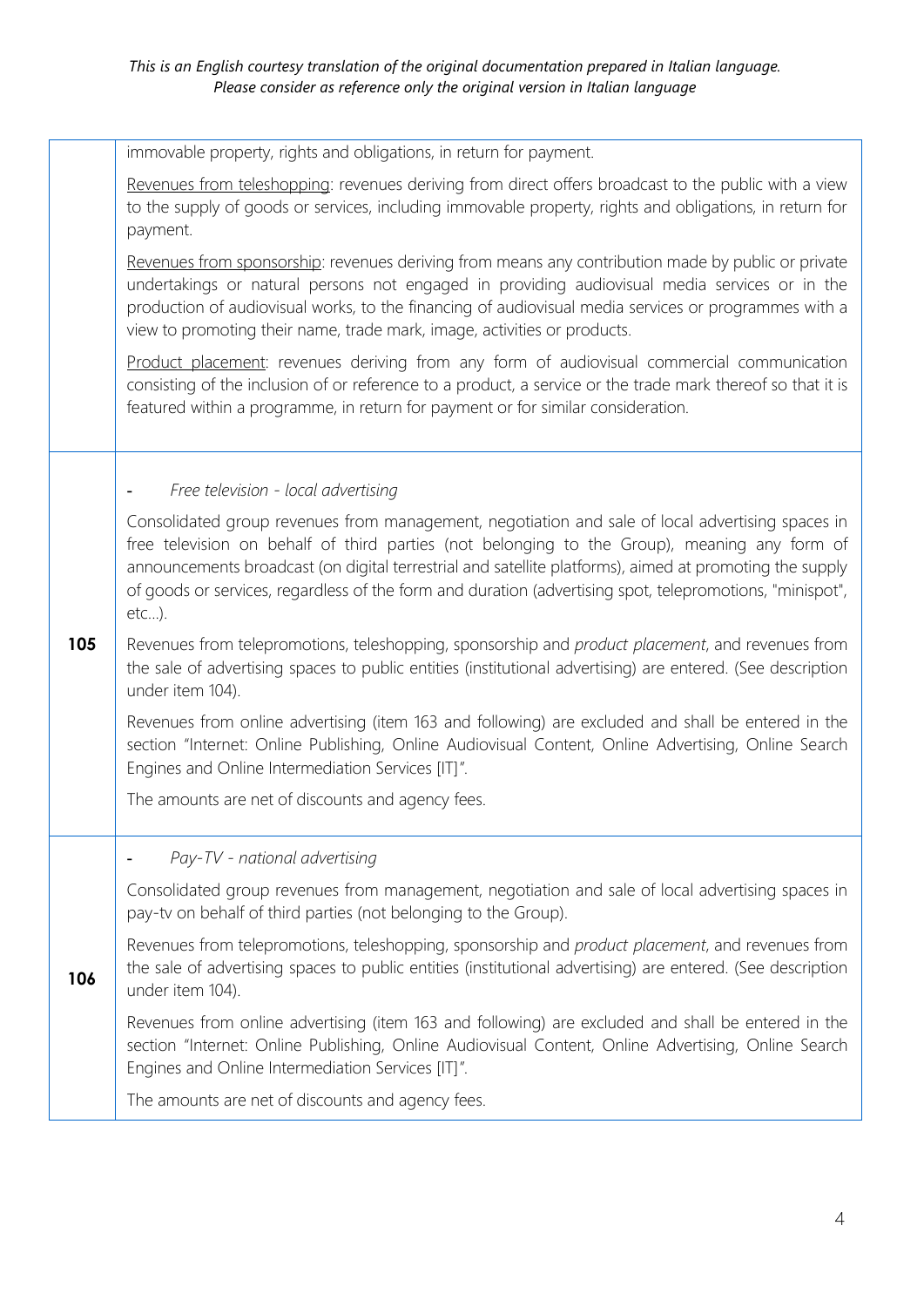*This is an English courtesy translation of the original documentation prepared in Italian language. Please consider as reference only the original version in Italian language*

| | |
|---|---|
| | immovable property, rights and obligations, in return for payment.<br><br><u>Revenues from teleshopping</u>: revenues deriving from direct offers broadcast to the public with a view to the supply of goods or services, including immovable property, rights and obligations, in return for payment.<br><br><u>Revenues from sponsorship</u>: revenues deriving from means any contribution made by public or private undertakings or natural persons not engaged in providing audiovisual media services or in the production of audiovisual works, to the financing of audiovisual media services or programmes with a view to promoting their name, trade mark, image, activities or products.<br><br><u>Product placement</u>: revenues deriving from any form of audiovisual commercial communication consisting of the inclusion of or reference to a product, a service or the trade mark thereof so that it is featured within a programme, in return for payment or for similar consideration. |
| **105** | - *Free television - local advertising*<br><br>Consolidated group revenues from management, negotiation and sale of local advertising spaces in free television on behalf of third parties (not belonging to the Group), meaning any form of announcements broadcast (on digital terrestrial and satellite platforms), aimed at promoting the supply of goods or services, regardless of the form and duration (advertising spot, telepromotions, "minispot", etc...).<br><br>Revenues from telepromotions, teleshopping, sponsorship and *product placement*, and revenues from the sale of advertising spaces to public entities (institutional advertising) are entered. (See description under item 104).<br><br>Revenues from online advertising (item 163 and following) are excluded and shall be entered in the section "Internet: Online Publishing, Online Audiovisual Content, Online Advertising, Online Search Engines and Online Intermediation Services [IT]".<br><br>The amounts are net of discounts and agency fees. |
| **106** | - *Pay-TV - national advertising*<br><br>Consolidated group revenues from management, negotiation and sale of local advertising spaces in pay-tv on behalf of third parties (not belonging to the Group).<br><br>Revenues from telepromotions, teleshopping, sponsorship and *product placement*, and revenues from the sale of advertising spaces to public entities (institutional advertising) are entered. (See description under item 104).<br><br>Revenues from online advertising (item 163 and following) are excluded and shall be entered in the section "Internet: Online Publishing, Online Audiovisual Content, Online Advertising, Online Search Engines and Online Intermediation Services [IT]".<br><br>The amounts are net of discounts and agency fees. |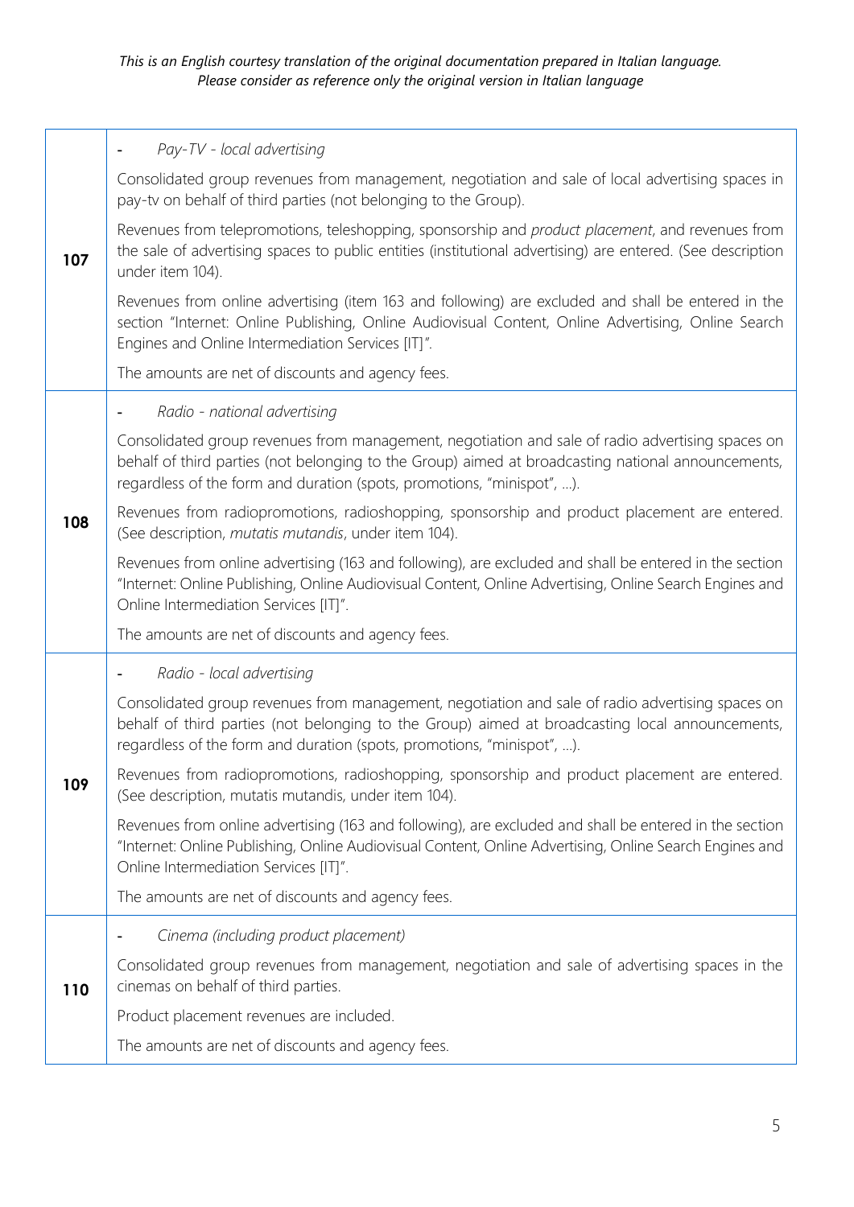*This is an English courtesy translation of the original documentation prepared in Italian language.*
*Please consider as reference only the original version in Italian language*

| | |
|---|---|
| **107** | - *Pay-TV - local advertising*<br><br>Consolidated group revenues from management, negotiation and sale of local advertising spaces in pay-tv on behalf of third parties (not belonging to the Group).<br><br>Revenues from telepromotions, teleshopping, sponsorship and *product placement*, and revenues from the sale of advertising spaces to public entities (institutional advertising) are entered. (See description under item 104).<br><br>Revenues from online advertising (item 163 and following) are excluded and shall be entered in the section "Internet: Online Publishing, Online Audiovisual Content, Online Advertising, Online Search Engines and Online Intermediation Services [IT]".<br><br>The amounts are net of discounts and agency fees. |
| **108** | - *Radio - national advertising*<br><br>Consolidated group revenues from management, negotiation and sale of radio advertising spaces on behalf of third parties (not belonging to the Group) aimed at broadcasting national announcements, regardless of the form and duration (spots, promotions, "minispot", ...).<br><br>Revenues from radiopromotions, radioshopping, sponsorship and product placement are entered. (See description, *mutatis mutandis*, under item 104).<br><br>Revenues from online advertising (163 and following), are excluded and shall be entered in the section "Internet: Online Publishing, Online Audiovisual Content, Online Advertising, Online Search Engines and Online Intermediation Services [IT]".<br><br>The amounts are net of discounts and agency fees. |
| **109** | - *Radio - local advertising*<br><br>Consolidated group revenues from management, negotiation and sale of radio advertising spaces on behalf of third parties (not belonging to the Group) aimed at broadcasting local announcements, regardless of the form and duration (spots, promotions, "minispot", ...).<br><br>Revenues from radiopromotions, radioshopping, sponsorship and product placement are entered. (See description, mutatis mutandis, under item 104).<br><br>Revenues from online advertising (163 and following), are excluded and shall be entered in the section "Internet: Online Publishing, Online Audiovisual Content, Online Advertising, Online Search Engines and Online Intermediation Services [IT]".<br><br>The amounts are net of discounts and agency fees. |
| **110** | - *Cinema (including product placement)*<br><br>Consolidated group revenues from management, negotiation and sale of advertising spaces in the cinemas on behalf of third parties.<br><br>Product placement revenues are included.<br><br>The amounts are net of discounts and agency fees. |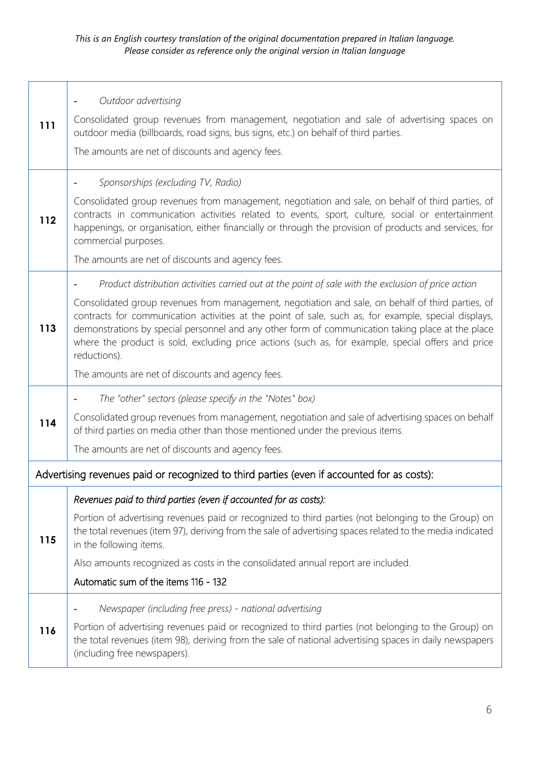*This is an English courtesy translation of the original documentation prepared in Italian language. Please consider as reference only the original version in Italian language*

| | |
|---|---|
| **111** | - *Outdoor advertising*<br><br>Consolidated group revenues from management, negotiation and sale of advertising spaces on outdoor media (billboards, road signs, bus signs, etc.) on behalf of third parties.<br><br>The amounts are net of discounts and agency fees. |
| **112** | - *Sponsorships (excluding TV, Radio)*<br><br>Consolidated group revenues from management, negotiation and sale, on behalf of third parties, of contracts in communication activities related to events, sport, culture, social or entertainment happenings, or organisation, either financially or through the provision of products and services, for commercial purposes.<br><br>The amounts are net of discounts and agency fees. |
| **113** | - *Product distribution activities carried out at the point of sale with the exclusion of price action*<br><br>Consolidated group revenues from management, negotiation and sale, on behalf of third parties, of contracts for communication activities at the point of sale, such as, for example, special displays, demonstrations by special personnel and any other form of communication taking place at the place where the product is sold, excluding price actions (such as, for example, special offers and price reductions).<br><br>The amounts are net of discounts and agency fees. |
| **114** | - *The "other" sectors (please specify in the "Notes" box)*<br><br>Consolidated group revenues from management, negotiation and sale of advertising spaces on behalf of third parties on media other than those mentioned under the previous items.<br><br>The amounts are net of discounts and agency fees. |
| Advertising revenues paid or recognized to third parties (even if accounted for as costs): | |
| **115** | *Revenues paid to third parties (even if accounted for as costs):*<br><br>Portion of advertising revenues paid or recognized to third parties (not belonging to the Group) on the total revenues (item 97), deriving from the sale of advertising spaces related to the media indicated in the following items.<br><br>Also amounts recognized as costs in the consolidated annual report are included.<br><br>Automatic sum of the items 116 - 132 |
| **116** | - *Newspaper (including free press) - national advertising*<br><br>Portion of advertising revenues paid or recognized to third parties (not belonging to the Group) on the total revenues (item 98), deriving from the sale of national advertising spaces in daily newspapers (including free newspapers). |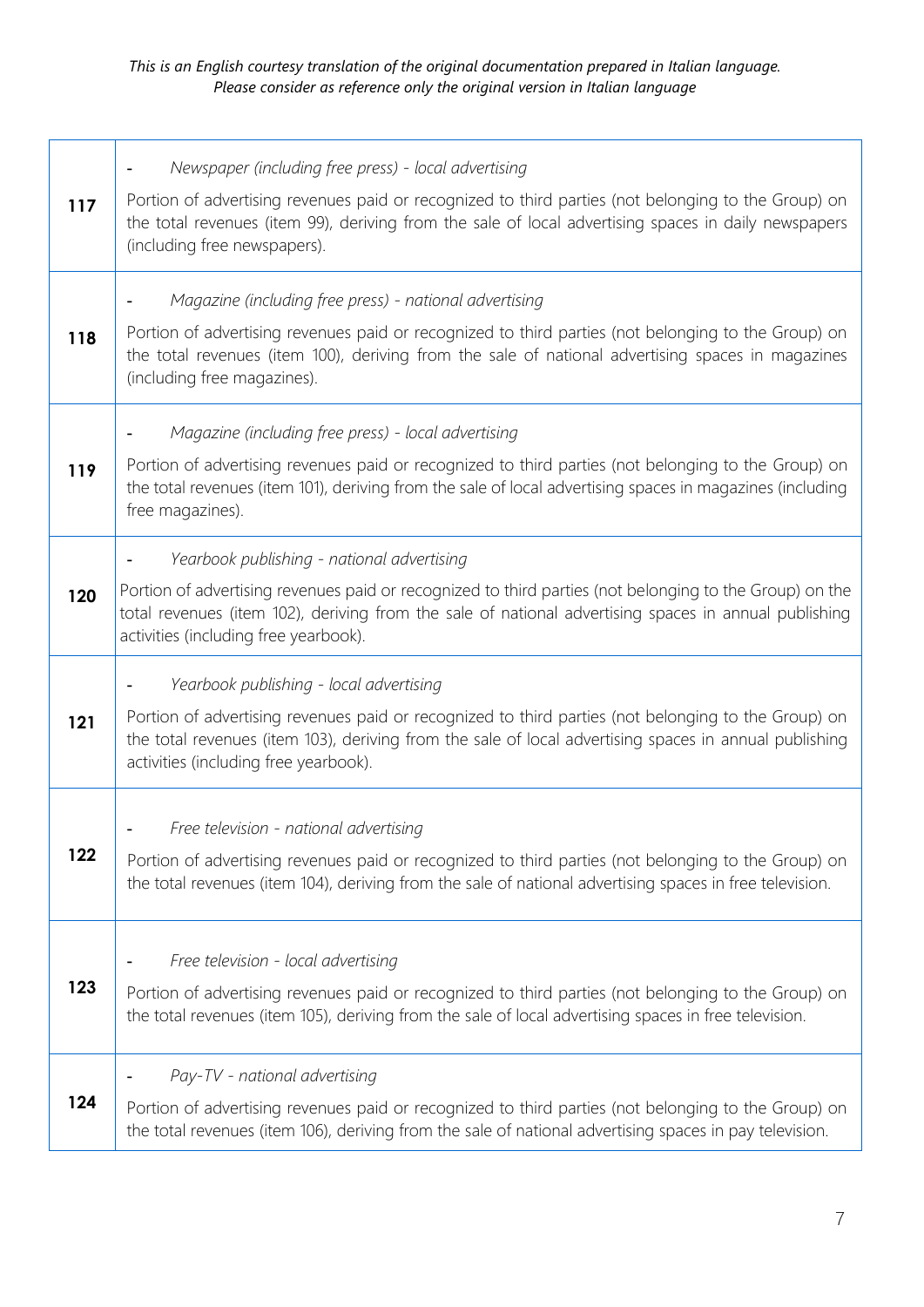*This is an English courtesy translation of the original documentation prepared in Italian language. Please consider as reference only the original version in Italian language*

| | |
|---|---|
| **117** | - *Newspaper (including free press) - local advertising*<br><br>Portion of advertising revenues paid or recognized to third parties (not belonging to the Group) on the total revenues (item 99), deriving from the sale of local advertising spaces in daily newspapers (including free newspapers). |
| **118** | - *Magazine (including free press) - national advertising*<br><br>Portion of advertising revenues paid or recognized to third parties (not belonging to the Group) on the total revenues (item 100), deriving from the sale of national advertising spaces in magazines (including free magazines). |
| **119** | - *Magazine (including free press) - local advertising*<br><br>Portion of advertising revenues paid or recognized to third parties (not belonging to the Group) on the total revenues (item 101), deriving from the sale of local advertising spaces in magazines (including free magazines). |
| **120** | - *Yearbook publishing - national advertising*<br><br>Portion of advertising revenues paid or recognized to third parties (not belonging to the Group) on the total revenues (item 102), deriving from the sale of national advertising spaces in annual publishing activities (including free yearbook). |
| **121** | - *Yearbook publishing - local advertising*<br><br>Portion of advertising revenues paid or recognized to third parties (not belonging to the Group) on the total revenues (item 103), deriving from the sale of local advertising spaces in annual publishing activities (including free yearbook). |
| **122** | - *Free television - national advertising*<br><br>Portion of advertising revenues paid or recognized to third parties (not belonging to the Group) on the total revenues (item 104), deriving from the sale of national advertising spaces in free television. |
| **123** | - *Free television - local advertising*<br><br>Portion of advertising revenues paid or recognized to third parties (not belonging to the Group) on the total revenues (item 105), deriving from the sale of local advertising spaces in free television. |
| **124** | - *Pay-TV - national advertising*<br><br>Portion of advertising revenues paid or recognized to third parties (not belonging to the Group) on the total revenues (item 106), deriving from the sale of national advertising spaces in pay television. |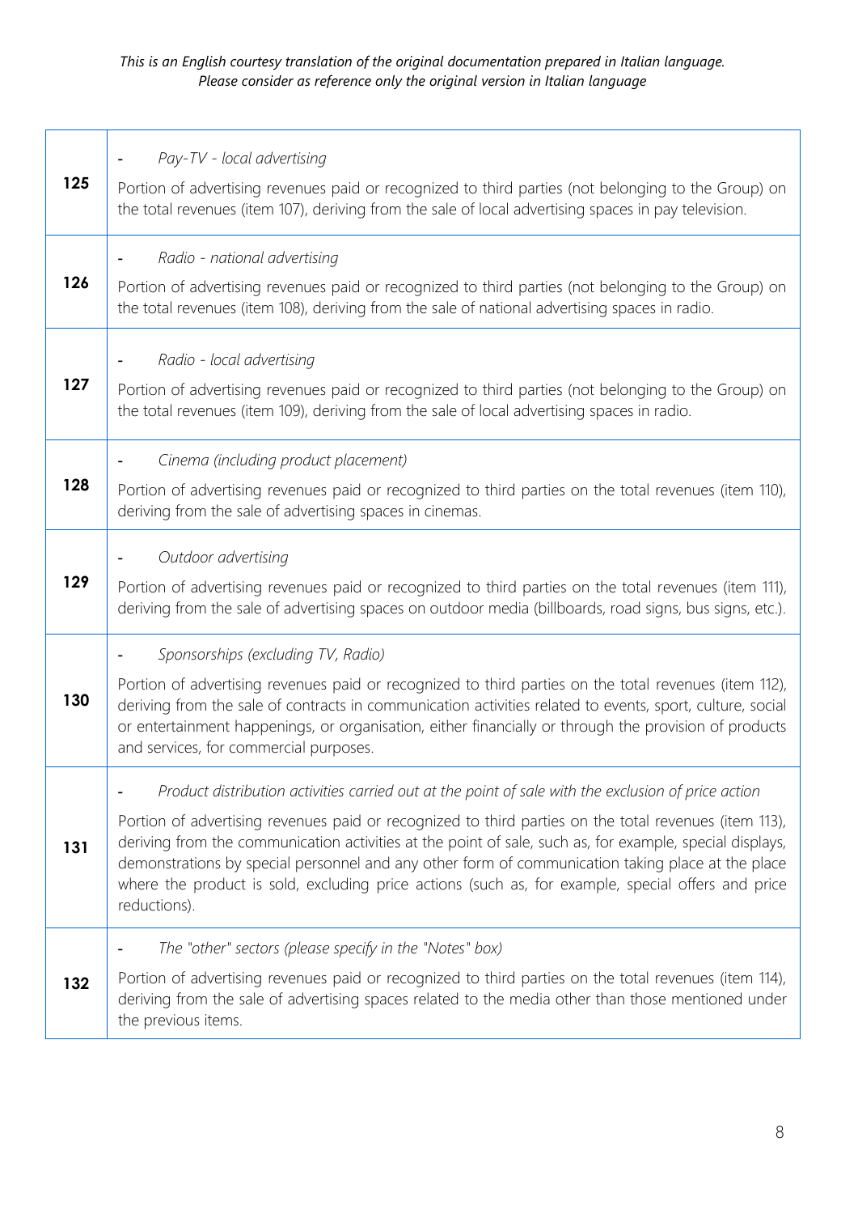*This is an English courtesy translation of the original documentation prepared in Italian language. Please consider as reference only the original version in Italian language*

| | |
|---|---|
| **125** | - *Pay-TV - local advertising*<br><br>Portion of advertising revenues paid or recognized to third parties (not belonging to the Group) on the total revenues (item 107), deriving from the sale of local advertising spaces in pay television. |
| **126** | - *Radio - national advertising*<br><br>Portion of advertising revenues paid or recognized to third parties (not belonging to the Group) on the total revenues (item 108), deriving from the sale of national advertising spaces in radio. |
| **127** | - *Radio - local advertising*<br><br>Portion of advertising revenues paid or recognized to third parties (not belonging to the Group) on the total revenues (item 109), deriving from the sale of local advertising spaces in radio. |
| **128** | - *Cinema (including product placement)*<br><br>Portion of advertising revenues paid or recognized to third parties on the total revenues (item 110), deriving from the sale of advertising spaces in cinemas. |
| **129** | - *Outdoor advertising*<br><br>Portion of advertising revenues paid or recognized to third parties on the total revenues (item 111), deriving from the sale of advertising spaces on outdoor media (billboards, road signs, bus signs, etc.). |
| **130** | - *Sponsorships (excluding TV, Radio)*<br><br>Portion of advertising revenues paid or recognized to third parties on the total revenues (item 112), deriving from the sale of contracts in communication activities related to events, sport, culture, social or entertainment happenings, or organisation, either financially or through the provision of products and services, for commercial purposes. |
| **131** | - *Product distribution activities carried out at the point of sale with the exclusion of price action*<br><br>Portion of advertising revenues paid or recognized to third parties on the total revenues (item 113), deriving from the communication activities at the point of sale, such as, for example, special displays, demonstrations by special personnel and any other form of communication taking place at the place where the product is sold, excluding price actions (such as, for example, special offers and price reductions). |
| **132** | - *The "other" sectors (please specify in the "Notes" box)*<br><br>Portion of advertising revenues paid or recognized to third parties on the total revenues (item 114), deriving from the sale of advertising spaces related to the media other than those mentioned under the previous items. |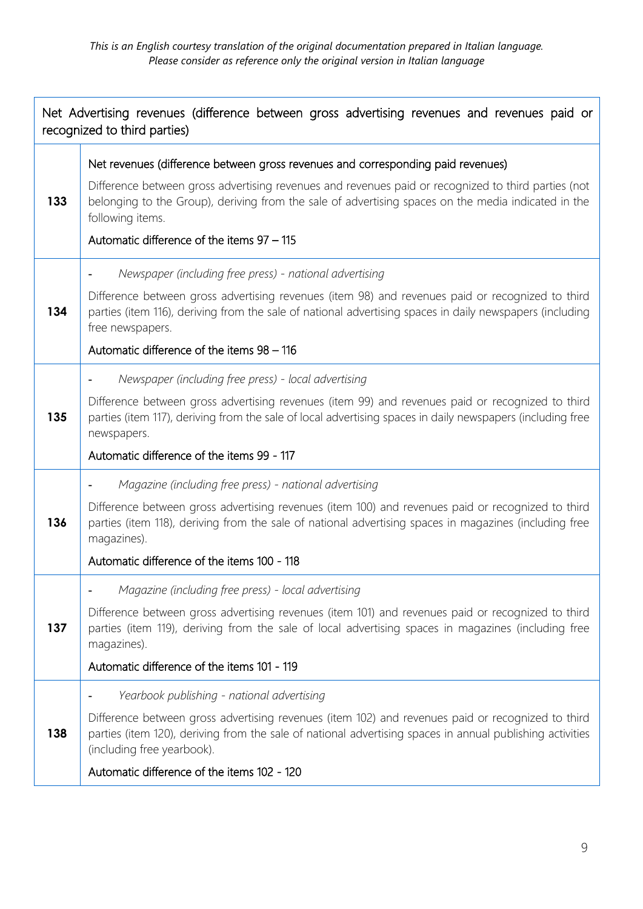*This is an English courtesy translation of the original documentation prepared in Italian language. Please consider as reference only the original version in Italian language*

| Net Advertising revenues (difference between gross advertising revenues and revenues paid or recognized to third parties) | |
|---|---|
| **133** | Net revenues (difference between gross revenues and corresponding paid revenues)<br><br>Difference between gross advertising revenues and revenues paid or recognized to third parties (not belonging to the Group), deriving from the sale of advertising spaces on the media indicated in the following items.<br><br>Automatic difference of the items 97 – 115 |
| **134** | - *Newspaper (including free press) - national advertising*<br><br>Difference between gross advertising revenues (item 98) and revenues paid or recognized to third parties (item 116), deriving from the sale of national advertising spaces in daily newspapers (including free newspapers.<br><br>Automatic difference of the items 98 – 116 |
| **135** | - *Newspaper (including free press) - local advertising*<br><br>Difference between gross advertising revenues (item 99) and revenues paid or recognized to third parties (item 117), deriving from the sale of local advertising spaces in daily newspapers (including free newspapers.<br><br>Automatic difference of the items 99 - 117 |
| **136** | - *Magazine (including free press) - national advertising*<br><br>Difference between gross advertising revenues (item 100) and revenues paid or recognized to third parties (item 118), deriving from the sale of national advertising spaces in magazines (including free magazines).<br><br>Automatic difference of the items 100 - 118 |
| **137** | - *Magazine (including free press) - local advertising*<br><br>Difference between gross advertising revenues (item 101) and revenues paid or recognized to third parties (item 119), deriving from the sale of local advertising spaces in magazines (including free magazines).<br><br>Automatic difference of the items 101 - 119 |
| **138** | - *Yearbook publishing - national advertising*<br><br>Difference between gross advertising revenues (item 102) and revenues paid or recognized to third parties (item 120), deriving from the sale of national advertising spaces in annual publishing activities (including free yearbook).<br><br>Automatic difference of the items 102 - 120 |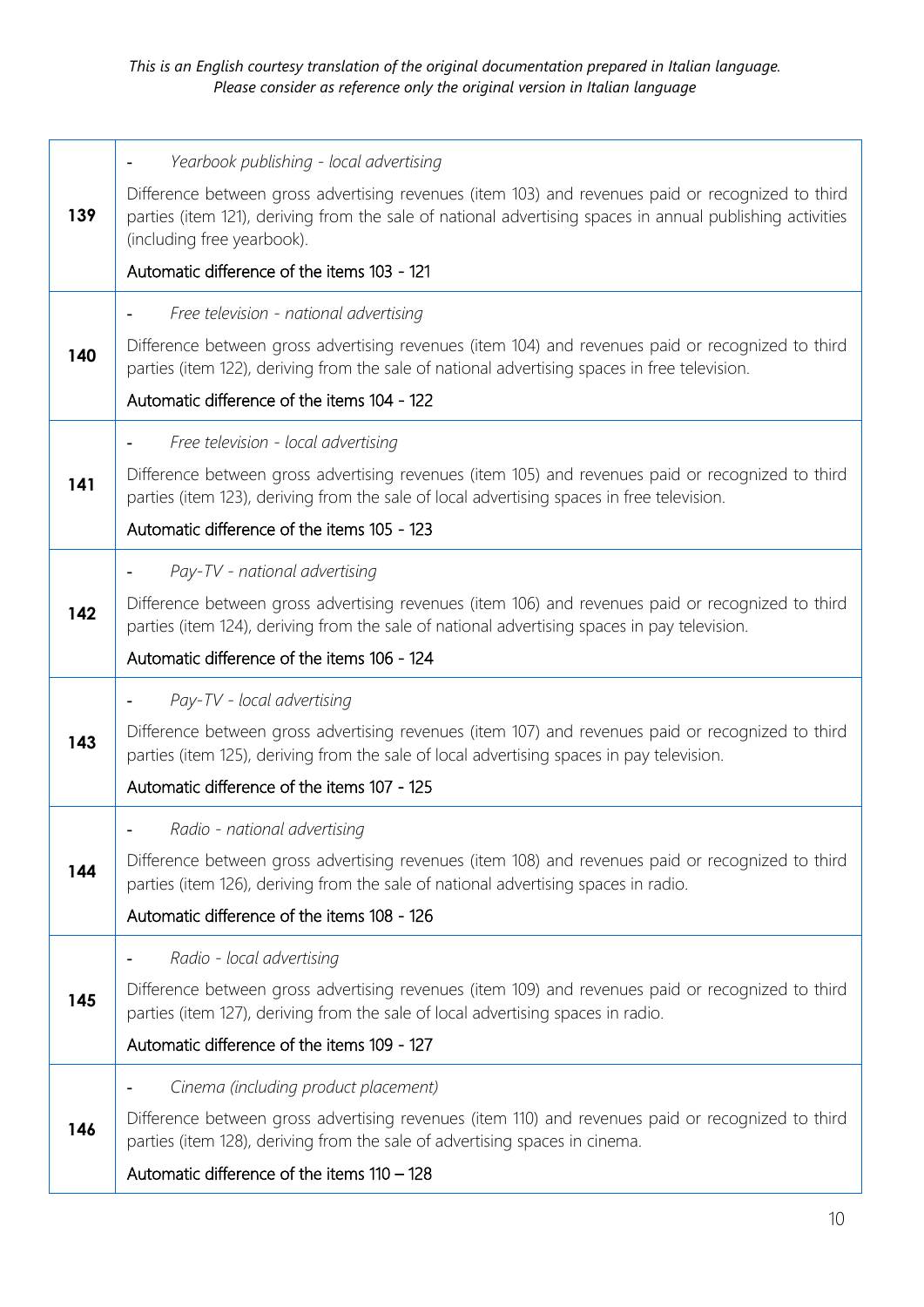*This is an English courtesy translation of the original documentation prepared in Italian language. Please consider as reference only the original version in Italian language*

| | |
|---|---|
| **139** | - *Yearbook publishing - local advertising*<br><br>Difference between gross advertising revenues (item 103) and revenues paid or recognized to third parties (item 121), deriving from the sale of national advertising spaces in annual publishing activities (including free yearbook).<br><br>Automatic difference of the items 103 - 121 |
| **140** | - *Free television - national advertising*<br><br>Difference between gross advertising revenues (item 104) and revenues paid or recognized to third parties (item 122), deriving from the sale of national advertising spaces in free television.<br><br>Automatic difference of the items 104 - 122 |
| **141** | - *Free television - local advertising*<br><br>Difference between gross advertising revenues (item 105) and revenues paid or recognized to third parties (item 123), deriving from the sale of local advertising spaces in free television.<br><br>Automatic difference of the items 105 - 123 |
| **142** | - *Pay-TV - national advertising*<br><br>Difference between gross advertising revenues (item 106) and revenues paid or recognized to third parties (item 124), deriving from the sale of national advertising spaces in pay television.<br><br>Automatic difference of the items 106 - 124 |
| **143** | - *Pay-TV - local advertising*<br><br>Difference between gross advertising revenues (item 107) and revenues paid or recognized to third parties (item 125), deriving from the sale of local advertising spaces in pay television.<br><br>Automatic difference of the items 107 - 125 |
| **144** | - *Radio - national advertising*<br><br>Difference between gross advertising revenues (item 108) and revenues paid or recognized to third parties (item 126), deriving from the sale of national advertising spaces in radio.<br><br>Automatic difference of the items 108 - 126 |
| **145** | - *Radio - local advertising*<br><br>Difference between gross advertising revenues (item 109) and revenues paid or recognized to third parties (item 127), deriving from the sale of local advertising spaces in radio.<br><br>Automatic difference of the items 109 - 127 |
| **146** | - *Cinema (including product placement)*<br><br>Difference between gross advertising revenues (item 110) and revenues paid or recognized to third parties (item 128), deriving from the sale of advertising spaces in cinema.<br><br>Automatic difference of the items 110 – 128 |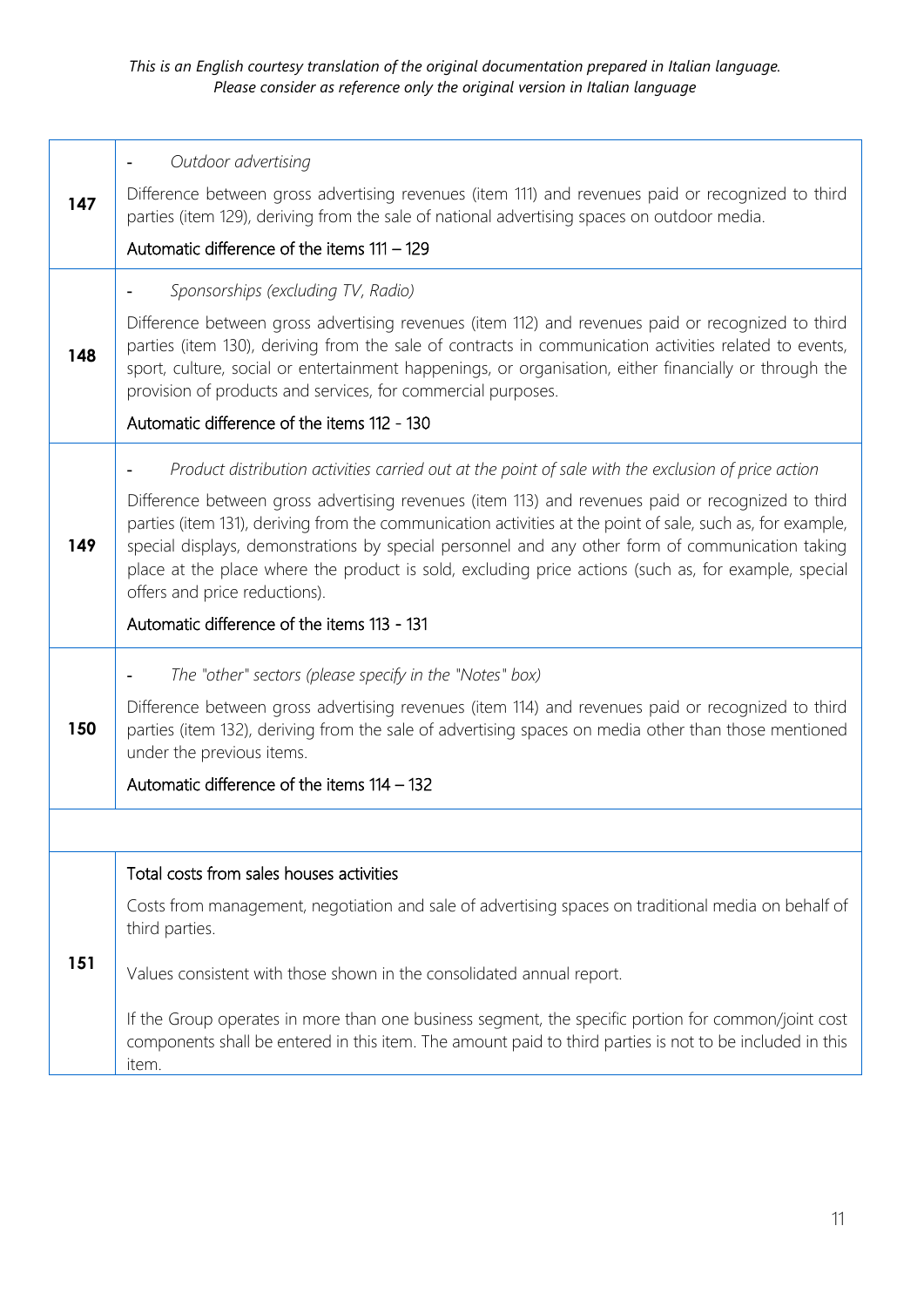*This is an English courtesy translation of the original documentation prepared in Italian language. Please consider as reference only the original version in Italian language*

| | |
|---|---|
| **147** | - *Outdoor advertising*<br><br>Difference between gross advertising revenues (item 111) and revenues paid or recognized to third parties (item 129), deriving from the sale of national advertising spaces on outdoor media.<br><br>Automatic difference of the items 111 – 129 |
| **148** | - *Sponsorships (excluding TV, Radio)*<br><br>Difference between gross advertising revenues (item 112) and revenues paid or recognized to third parties (item 130), deriving from the sale of contracts in communication activities related to events, sport, culture, social or entertainment happenings, or organisation, either financially or through the provision of products and services, for commercial purposes.<br><br>Automatic difference of the items 112 - 130 |
| **149** | - *Product distribution activities carried out at the point of sale with the exclusion of price action*<br><br>Difference between gross advertising revenues (item 113) and revenues paid or recognized to third parties (item 131), deriving from the communication activities at the point of sale, such as, for example, special displays, demonstrations by special personnel and any other form of communication taking place at the place where the product is sold, excluding price actions (such as, for example, special offers and price reductions).<br><br>Automatic difference of the items 113 - 131 |
| **150** | - *The "other" sectors (please specify in the "Notes" box)*<br><br>Difference between gross advertising revenues (item 114) and revenues paid or recognized to third parties (item 132), deriving from the sale of advertising spaces on media other than those mentioned under the previous items.<br><br>Automatic difference of the items 114 – 132 |
| | |
| **151** | Total costs from sales houses activities<br><br>Costs from management, negotiation and sale of advertising spaces on traditional media on behalf of third parties.<br><br>Values consistent with those shown in the consolidated annual report.<br><br>If the Group operates in more than one business segment, the specific portion for common/joint cost components shall be entered in this item. The amount paid to third parties is not to be included in this item. |